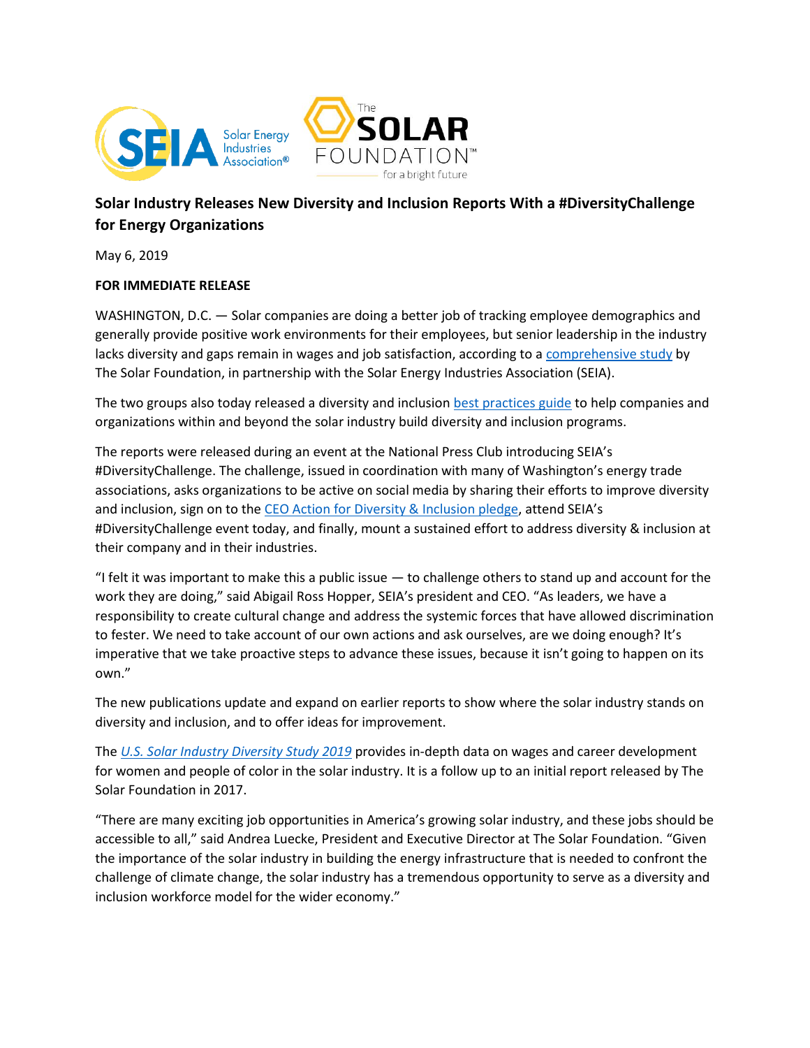# Solar Industry Releases New Diversity and Inclusion Reports With a #DiversityChallenge for Energy Organizations

May 6, 2019

**FOR IMMEDIATE RELEASE**

WASHINGTON, D.C. — Solar companies are doing a better job of tracking employee demographics and generally provide positive work environments for their employees, but senior leadership in the industry lacks diversity and gaps remain in wages and job satisfaction, according to a comprehensive study by The Solar Foundation, in partnership with the Solar Energy Industries Association (SEIA).

The two groups also today released a diversity and inclusion best practices guide to help companies and organizations within and beyond the solar industry build diversity and inclusion programs.

The reports were released during an event at the National Press Club introducing SEIA's #DiversityChallenge. The challenge, issued in coordination with many of Washington's energy trade associations, asks organizations to be active on social media by sharing their efforts to improve diversity and inclusion, sign on to the CEO Action for Diversity & Inclusion pledge, attend SEIA's #DiversityChallenge event today, and finally, mount a sustained effort to address diversity & inclusion at their company and in their industries.

"I felt it was important to make this a public issue — to challenge others to stand up and account for the work they are doing," said Abigail Ross Hopper, SEIA's president and CEO. "As leaders, we have a responsibility to create cultural change and address the systemic forces that have allowed discrimination to fester. We need to take account of our own actions and ask ourselves, are we doing enough? It's imperative that we take proactive steps to advance these issues, because it isn't going to happen on its own."

The new publications update and expand on earlier reports to show where the solar industry stands on diversity and inclusion, and to offer ideas for improvement.

The *U.S. Solar Industry Diversity Study 2019* provides in-depth data on wages and career development for women and people of color in the solar industry. It is a follow up to an initial report released by The Solar Foundation in 2017.

"There are many exciting job opportunities in America's growing solar industry, and these jobs should be accessible to all," said Andrea Luecke, President and Executive Director at The Solar Foundation. "Given the importance of the solar industry in building the energy infrastructure that is needed to confront the challenge of climate change, the solar industry has a tremendous opportunity to serve as a diversity and inclusion workforce model for the wider economy."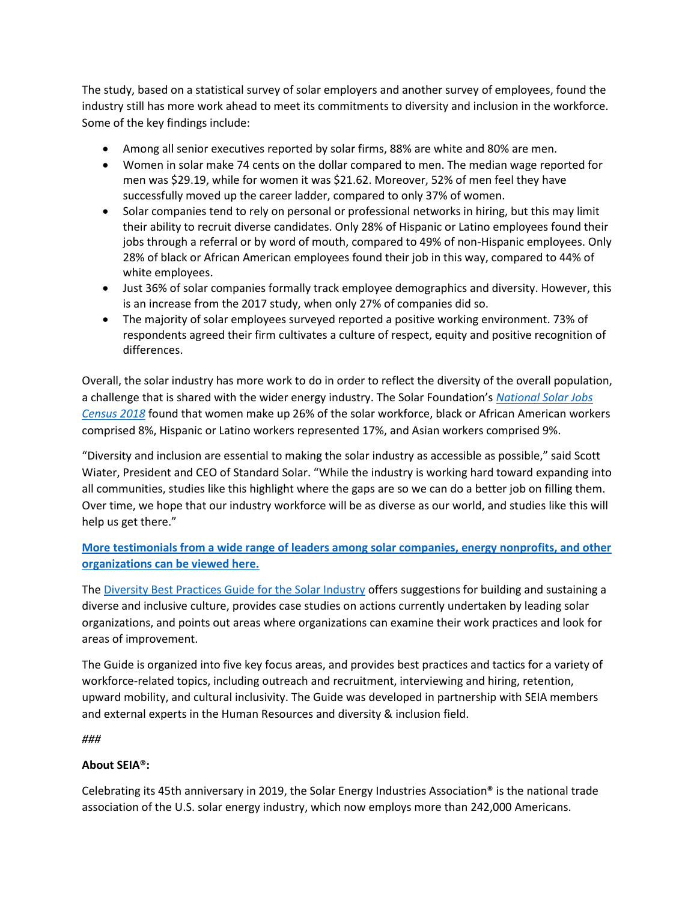The study, based on a statistical survey of solar employers and another survey of employees, found the industry still has more work ahead to meet its commitments to diversity and inclusion in the workforce. Some of the key findings include:

- Among all senior executives reported by solar firms, 88% are white and 80% are men.
- Women in solar make 74 cents on the dollar compared to men. The median wage reported for men was $29.19, while for women it was $21.62. Moreover, 52% of men feel they have successfully moved up the career ladder, compared to only 37% of women.
- Solar companies tend to rely on personal or professional networks in hiring, but this may limit their ability to recruit diverse candidates. Only 28% of Hispanic or Latino employees found their jobs through a referral or by word of mouth, compared to 49% of non-Hispanic employees. Only 28% of black or African American employees found their job in this way, compared to 44% of white employees.
- Just 36% of solar companies formally track employee demographics and diversity. However, this is an increase from the 2017 study, when only 27% of companies did so.
- The majority of solar employees surveyed reported a positive working environment. 73% of respondents agreed their firm cultivates a culture of respect, equity and positive recognition of differences.

Overall, the solar industry has more work to do in order to reflect the diversity of the overall population, a challenge that is shared with the wider energy industry. The Solar Foundation's *National Solar Jobs Census 2018* found that women make up 26% of the solar workforce, black or African American workers comprised 8%, Hispanic or Latino workers represented 17%, and Asian workers comprised 9%.

"Diversity and inclusion are essential to making the solar industry as accessible as possible," said Scott Wiater, President and CEO of Standard Solar. "While the industry is working hard toward expanding into all communities, studies like this highlight where the gaps are so we can do a better job on filling them. Over time, we hope that our industry workforce will be as diverse as our world, and studies like this will help us get there."

**More testimonials from a wide range of leaders among solar companies, energy nonprofits, and other organizations can be viewed here.**

The Diversity Best Practices Guide for the Solar Industry offers suggestions for building and sustaining a diverse and inclusive culture, provides case studies on actions currently undertaken by leading solar organizations, and points out areas where organizations can examine their work practices and look for areas of improvement.

The Guide is organized into five key focus areas, and provides best practices and tactics for a variety of workforce-related topics, including outreach and recruitment, interviewing and hiring, retention, upward mobility, and cultural inclusivity. The Guide was developed in partnership with SEIA members and external experts in the Human Resources and diversity & inclusion field.

###

**About SEIA®:**

Celebrating its 45th anniversary in 2019, the Solar Energy Industries Association® is the national trade association of the U.S. solar energy industry, which now employs more than 242,000 Americans.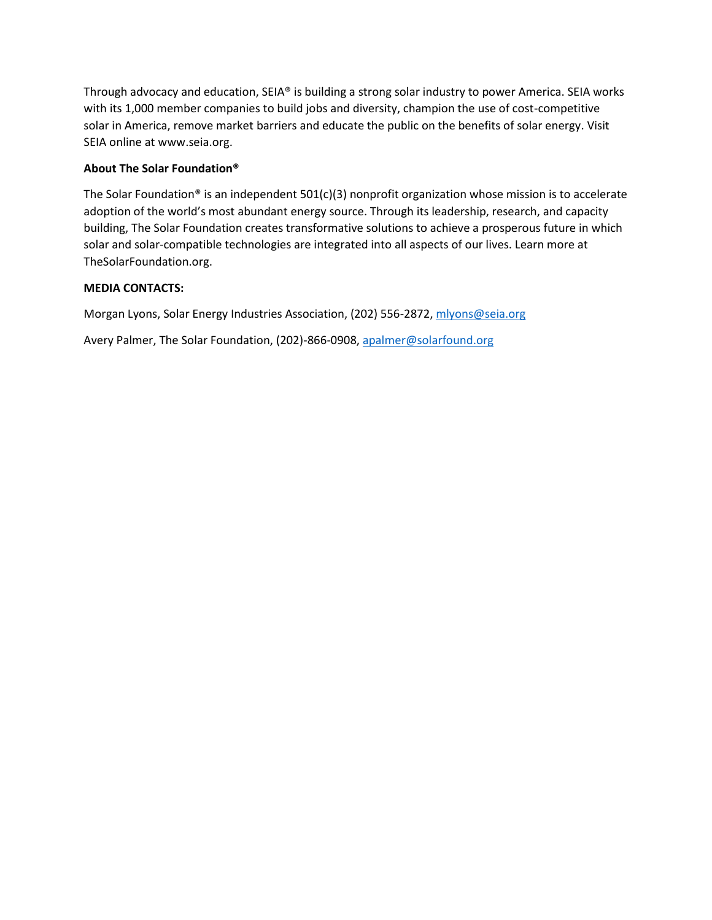Through advocacy and education, SEIA® is building a strong solar industry to power America. SEIA works with its 1,000 member companies to build jobs and diversity, champion the use of cost-competitive solar in America, remove market barriers and educate the public on the benefits of solar energy. Visit SEIA online at www.seia.org.

**About The Solar Foundation®**

The Solar Foundation® is an independent 501(c)(3) nonprofit organization whose mission is to accelerate adoption of the world's most abundant energy source. Through its leadership, research, and capacity building, The Solar Foundation creates transformative solutions to achieve a prosperous future in which solar and solar-compatible technologies are integrated into all aspects of our lives. Learn more at TheSolarFoundation.org.

**MEDIA CONTACTS:**

Morgan Lyons, Solar Energy Industries Association, (202) 556-2872, mlyons@seia.org

Avery Palmer, The Solar Foundation, (202)-866-0908, apalmer@solarfound.org